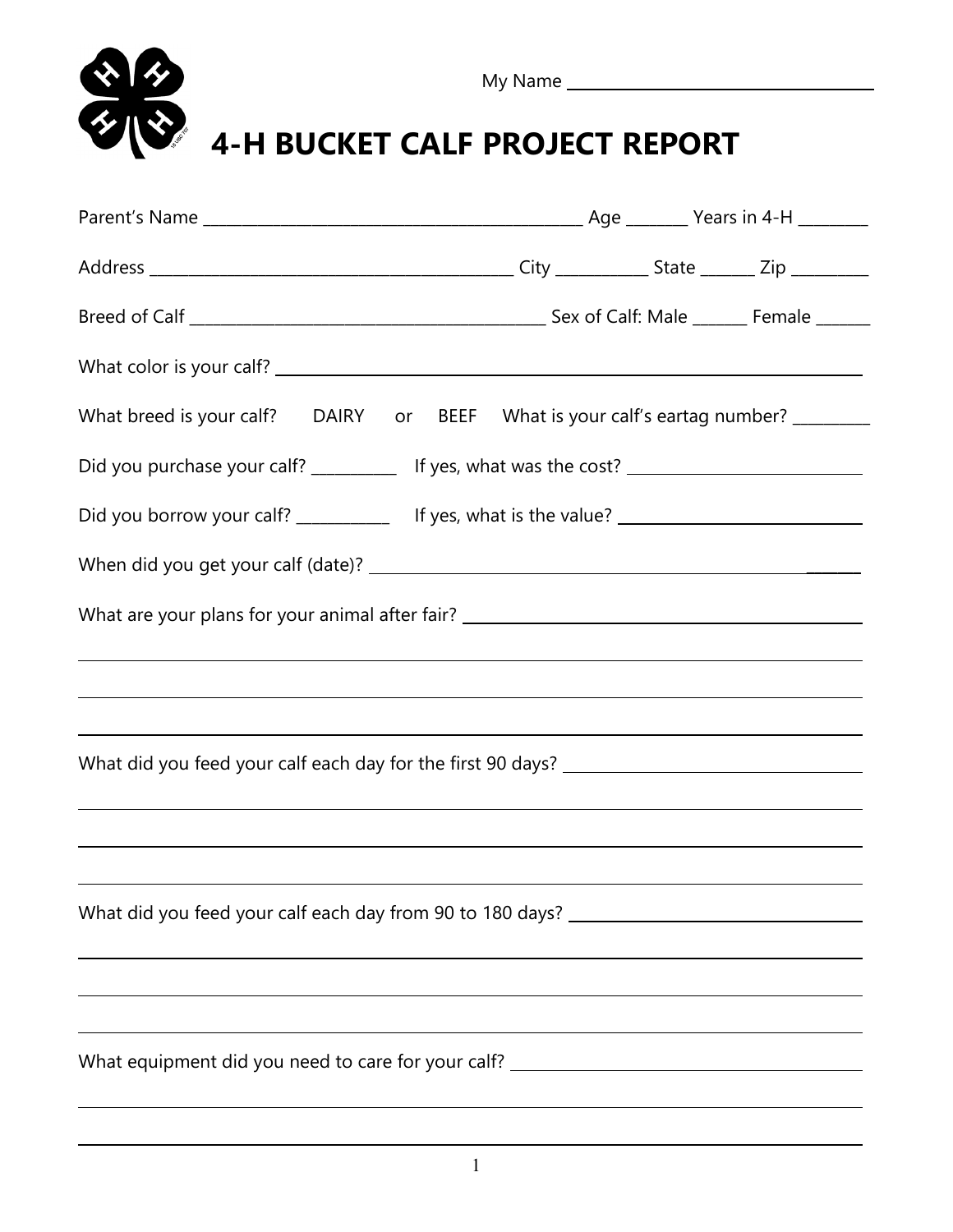My Name ______________________________

# 4-H BUCKET CALF PROJECT REPORT

Parent's Name ______________________________ Age _______ Years in 4-H ________

Address ______________________________ City ___________ State _______ Zip _________

Breed of Calf ______________________________ Sex of Calf: Male _______ Female _______

What color is your calf? ______________________________

What breed is your calf? DAIRY or BEEF What is your calf's eartag number? _________

Did you purchase your calf? __________ If yes, what was the cost? ______________________________

Did you borrow your calf? ___________ If yes, what is the value? ______________________________

When did you get your calf (date)? ______________________________

What are your plans for your animal after fair? ______________________________

______________________________

______________________________

______________________________

What did you feed your calf each day for the first 90 days? ______________________________

______________________________

______________________________

______________________________

What did you feed your calf each day from 90 to 180 days? ______________________________

______________________________

______________________________

______________________________

What equipment did you need to care for your calf? ______________________________

______________________________

______________________________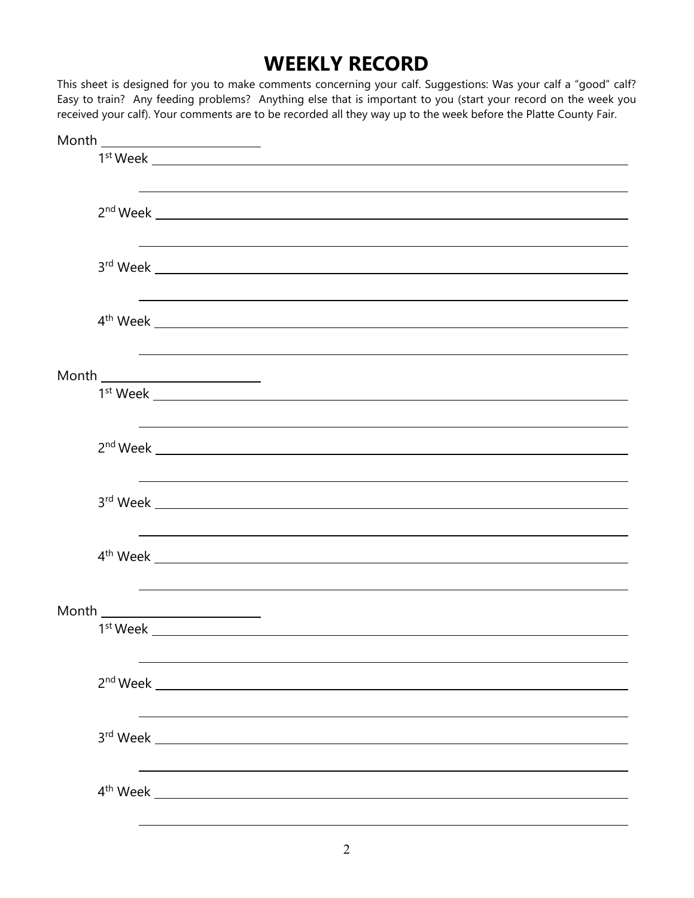# WEEKLY RECORD

This sheet is designed for you to make comments concerning your calf. Suggestions: Was your calf a "good" calf? Easy to train? Any feeding problems? Anything else that is important to you (start your record on the week you received your calf). Your comments are to be recorded all they way up to the week before the Platte County Fair.

Month ________________________

1st Week ____________________________________________________________

____________________________________________________________

2nd Week ____________________________________________________________

____________________________________________________________

3rd Week ____________________________________________________________

____________________________________________________________

4th Week ____________________________________________________________

____________________________________________________________

Month ________________________

1st Week ____________________________________________________________

____________________________________________________________

2nd Week ____________________________________________________________

____________________________________________________________

3rd Week ____________________________________________________________

____________________________________________________________

4th Week ____________________________________________________________

____________________________________________________________

Month ________________________

1st Week ____________________________________________________________

____________________________________________________________

2nd Week ____________________________________________________________

____________________________________________________________

3rd Week ____________________________________________________________

____________________________________________________________

4th Week ____________________________________________________________

____________________________________________________________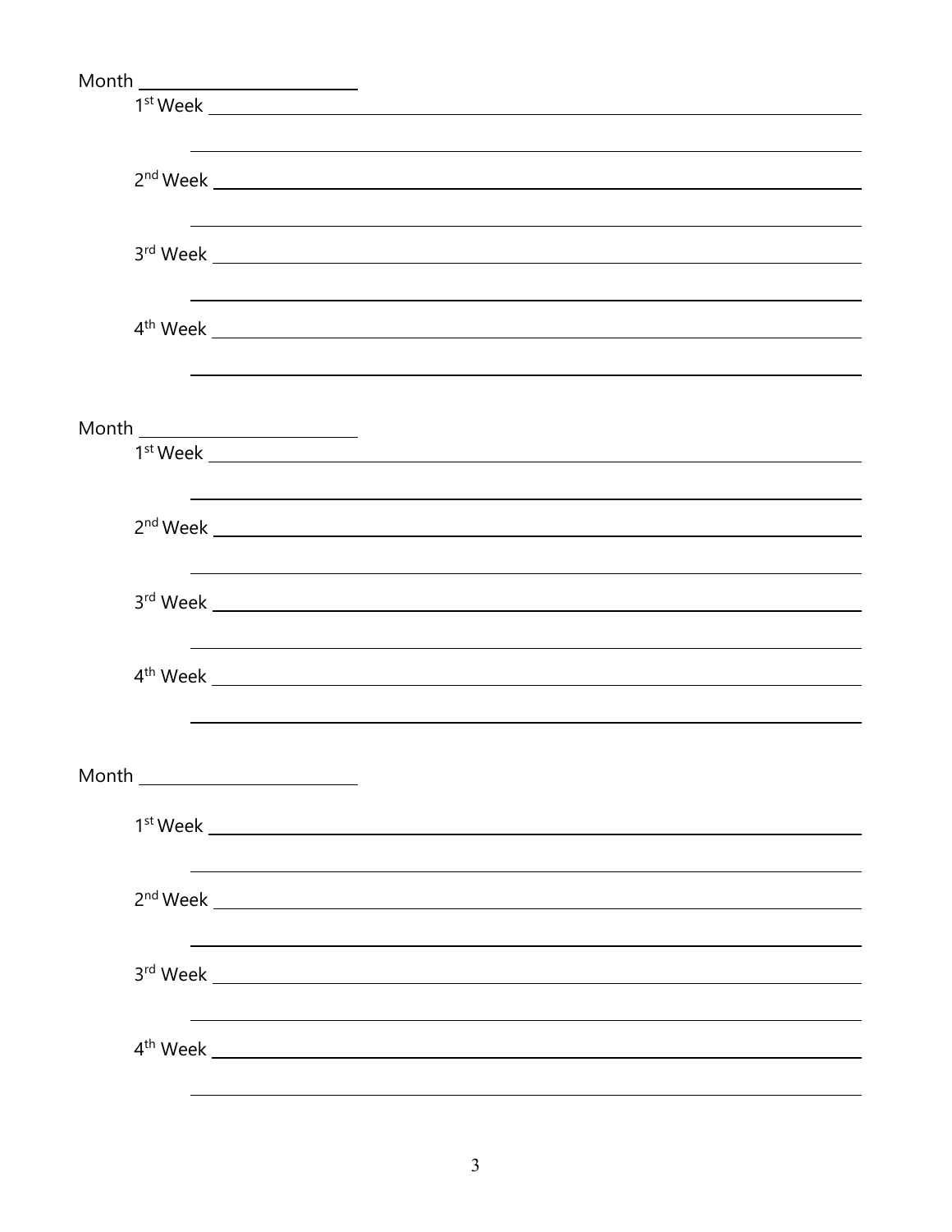Month ______________________

1st Week ____________________________________________________________

____________________________________________________________

2nd Week ____________________________________________________________

____________________________________________________________

3rd Week ____________________________________________________________

____________________________________________________________

4th Week ____________________________________________________________

____________________________________________________________

Month ______________________

1st Week ____________________________________________________________

____________________________________________________________

2nd Week ____________________________________________________________

____________________________________________________________

3rd Week ____________________________________________________________

____________________________________________________________

4th Week ____________________________________________________________

____________________________________________________________

Month ______________________

1st Week ____________________________________________________________

____________________________________________________________

2nd Week ____________________________________________________________

____________________________________________________________

3rd Week ____________________________________________________________

____________________________________________________________

4th Week ____________________________________________________________

____________________________________________________________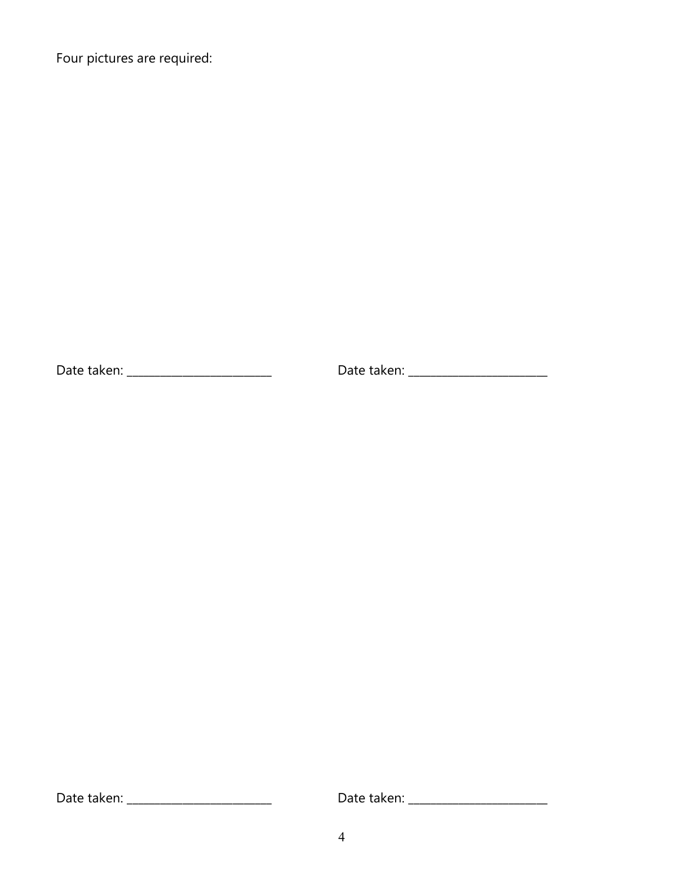Four pictures are required:

Date taken: ________________________

Date taken: _______________________

Date taken: ________________________

Date taken: _______________________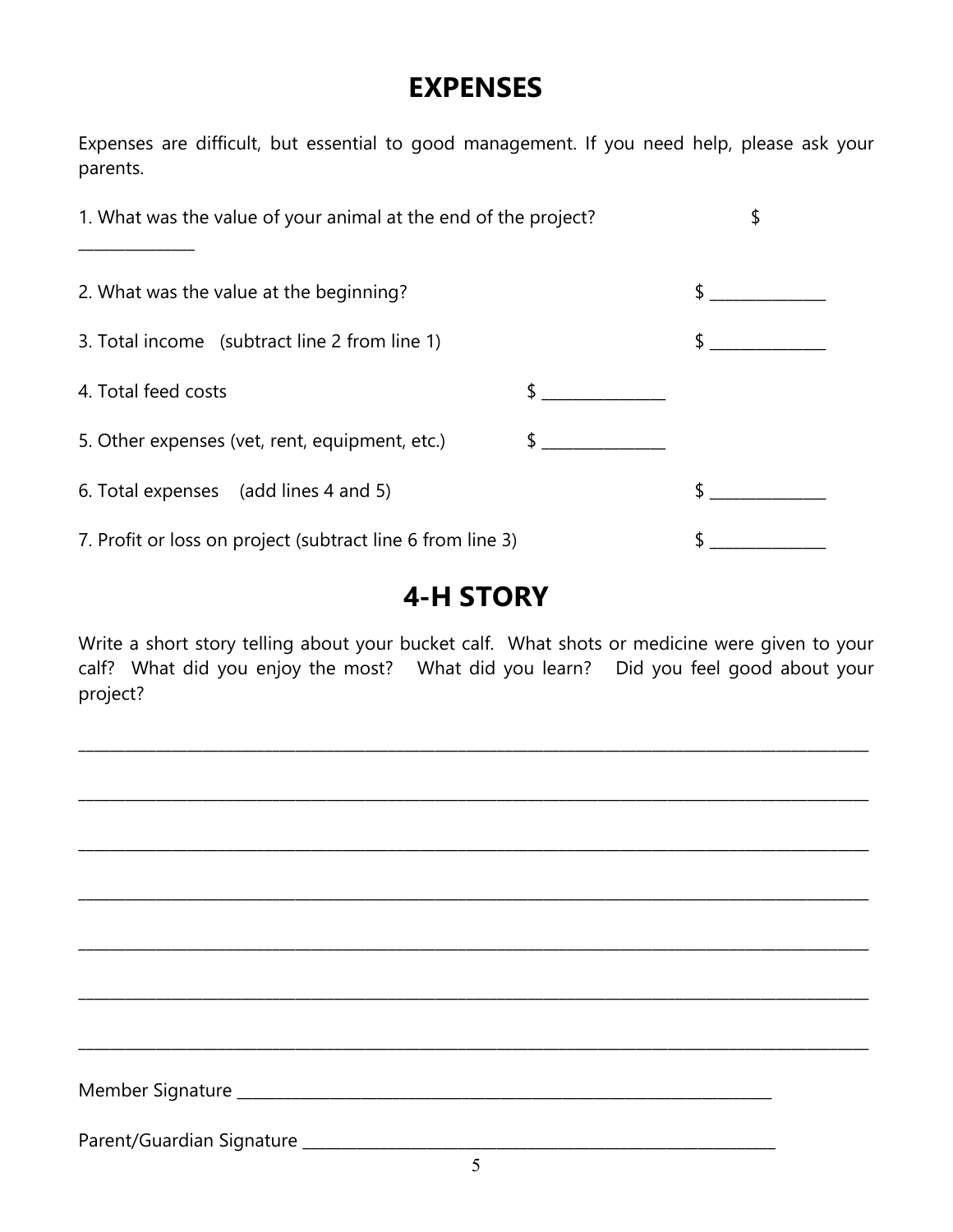# EXPENSES

Expenses are difficult, but essential to good management. If you need help, please ask your parents.

1. What was the value of your animal at the end of the project? $ _______________

2. What was the value at the beginning? $ _______________

3. Total income (subtract line 2 from line 1) $ _______________

4. Total feed costs $ _______________

5. Other expenses (vet, rent, equipment, etc.) $ _______________

6. Total expenses (add lines 4 and 5) $ _______________

7. Profit or loss on project (subtract line 6 from line 3) $ _______________

# 4-H STORY

Write a short story telling about your bucket calf. What shots or medicine were given to your calf? What did you enjoy the most? What did you learn? Did you feel good about your project?

_______________________________________________________________________________

_______________________________________________________________________________

_______________________________________________________________________________

_______________________________________________________________________________

_______________________________________________________________________________

_______________________________________________________________________________

_______________________________________________________________________________

Member Signature _______________________________________________________________

Parent/Guardian Signature _________________________________________________________